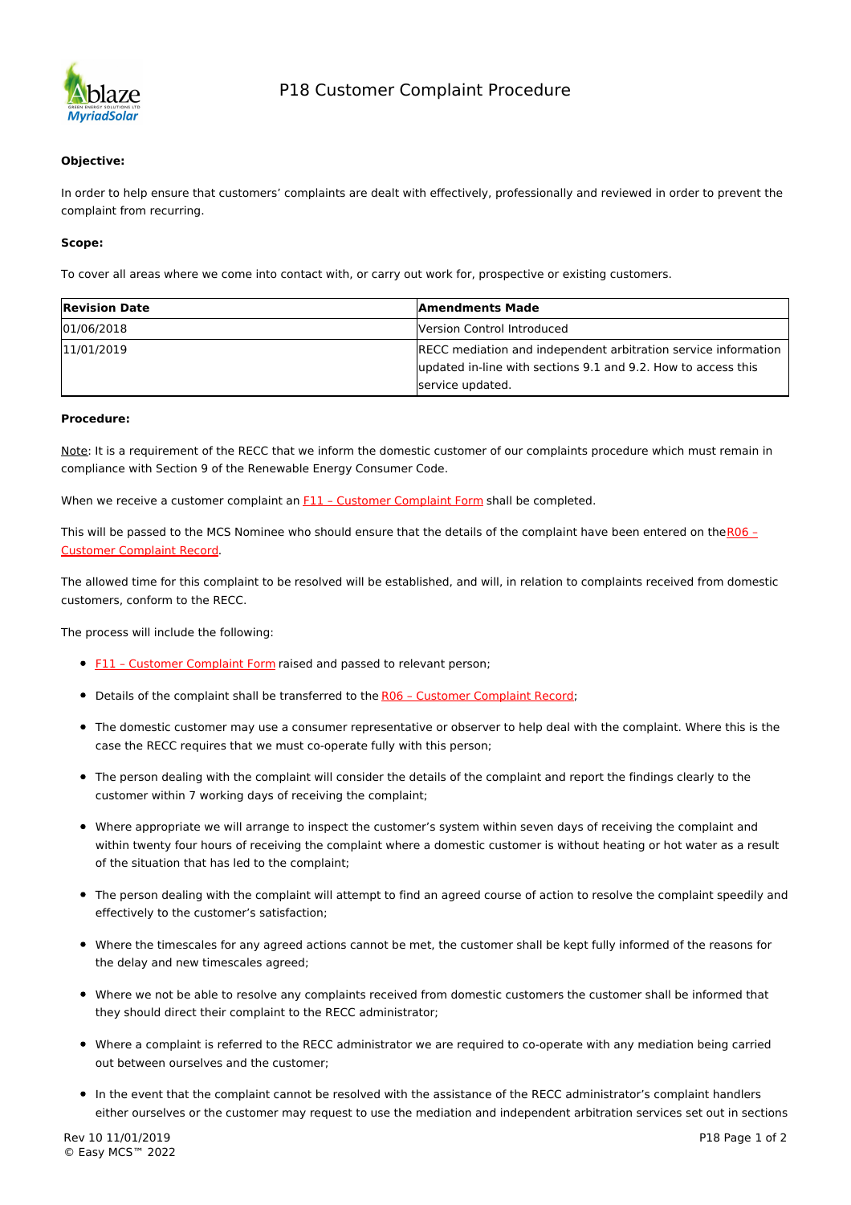# P18 Customer Complaint Procedure

**Objective:**

In order to help ensure that customers' complaints are dealt with effectively, professionally and reviewed in order to prevent the complaint from recurring.

**Scope:**

To cover all areas where we come into contact with, or carry out work for, prospective or existing customers.

| Revision Date | Amendments Made |
|---|---|
| 01/06/2018 | Version Control Introduced |
| 11/01/2019 | RECC mediation and independent arbitration service information updated in-line with sections 9.1 and 9.2. How to access this service updated. |

**Procedure:**

Note: It is a requirement of the RECC that we inform the domestic customer of our complaints procedure which must remain in compliance with Section 9 of the Renewable Energy Consumer Code.

When we receive a customer complaint an F11 – Customer Complaint Form shall be completed.

This will be passed to the MCS Nominee who should ensure that the details of the complaint have been entered on the R06 – Customer Complaint Record.

The allowed time for this complaint to be resolved will be established, and will, in relation to complaints received from domestic customers, conform to the RECC.

The process will include the following:

- F11 – Customer Complaint Form raised and passed to relevant person;
- Details of the complaint shall be transferred to the R06 – Customer Complaint Record;
- The domestic customer may use a consumer representative or observer to help deal with the complaint. Where this is the case the RECC requires that we must co-operate fully with this person;
- The person dealing with the complaint will consider the details of the complaint and report the findings clearly to the customer within 7 working days of receiving the complaint;
- Where appropriate we will arrange to inspect the customer's system within seven days of receiving the complaint and within twenty four hours of receiving the complaint where a domestic customer is without heating or hot water as a result of the situation that has led to the complaint;
- The person dealing with the complaint will attempt to find an agreed course of action to resolve the complaint speedily and effectively to the customer's satisfaction;
- Where the timescales for any agreed actions cannot be met, the customer shall be kept fully informed of the reasons for the delay and new timescales agreed;
- Where we not be able to resolve any complaints received from domestic customers the customer shall be informed that they should direct their complaint to the RECC administrator;
- Where a complaint is referred to the RECC administrator we are required to co-operate with any mediation being carried out between ourselves and the customer;
- In the event that the complaint cannot be resolved with the assistance of the RECC administrator's complaint handlers either ourselves or the customer may request to use the mediation and independent arbitration services set out in sections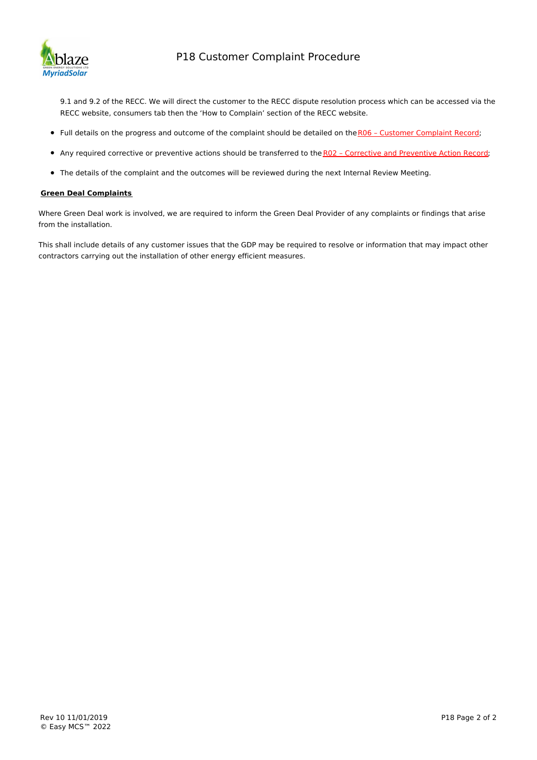9.1 and 9.2 of the RECC. We will direct the customer to the RECC dispute resolution process which can be accessed via the RECC website, consumers tab then the 'How to Complain' section of the RECC website.

- Full details on the progress and outcome of the complaint should be detailed on the R06 – Customer Complaint Record;
- Any required corrective or preventive actions should be transferred to the R02 – Corrective and Preventive Action Record;
- The details of the complaint and the outcomes will be reviewed during the next Internal Review Meeting.

**Green Deal Complaints**

Where Green Deal work is involved, we are required to inform the Green Deal Provider of any complaints or findings that arise from the installation.

This shall include details of any customer issues that the GDP may be required to resolve or information that may impact other contractors carrying out the installation of other energy efficient measures.